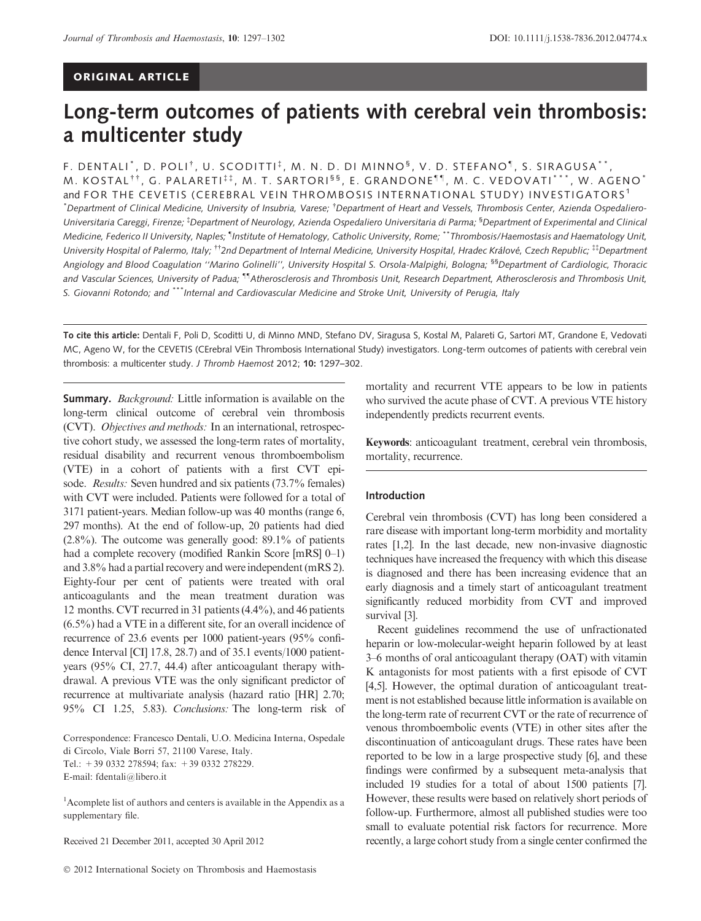ORIGINAL ARTICLE

# Long-term outcomes of patients with cerebral vein thrombosis: a multicenter study

F. DENTALI[*], D. POLI[†], U. SCODITTI[‡], M. N. D. DI MINNO[§], V. D. STEFANO[¶], S. SIRAGUSA[**], M. KOSTAL[††], G. PALARETI[‡‡], M. T. SARTORI[§§], E. GRANDONE[¶¶], M. C. VEDOVATI[***], W. AGENO[*] and FOR THE CEVETIS (CEREBRAL VEIN THROMBOSIS INTERNATIONAL STUDY) INVESTIGATORS[1]

[*]Department of Clinical Medicine, University of Insubria, Varese; [†]Department of Heart and Vessels, Thrombosis Center, Azienda Ospedaliero-Universitaria Careggi, Firenze; [‡]Department of Neurology, Azienda Ospedaliero Universitaria di Parma; [§]Department of Experimental and Clinical Medicine, Federico II University, Naples; [¶]Institute of Hematology, Catholic University, Rome; [**]Thrombosis/Haemostasis and Haematology Unit, University Hospital of Palermo, Italy; [††]2nd Department of Internal Medicine, University Hospital, Hradec Králové, Czech Republic; [‡‡]Department Angiology and Blood Coagulation "Marino Golinelli", University Hospital S. Orsola-Malpighi, Bologna; [§§]Department of Cardiologic, Thoracic and Vascular Sciences, University of Padua; [¶¶]Atherosclerosis and Thrombosis Unit, Research Department, Atherosclerosis and Thrombosis Unit, S. Giovanni Rotondo; and [***]Internal and Cardiovascular Medicine and Stroke Unit, University of Perugia, Italy

**To cite this article:** Dentali F, Poli D, Scoditti U, di Minno MND, Stefano DV, Siragusa S, Kostal M, Palareti G, Sartori MT, Grandone E, Vedovati MC, Ageno W, for the CEVETIS (CErebral VEin Thrombosis International Study) investigators. Long-term outcomes of patients with cerebral vein thrombosis: a multicenter study. *J Thromb Haemost* 2012; **10:** 1297–302.

**Summary.** *Background:* Little information is available on the long-term clinical outcome of cerebral vein thrombosis (CVT). *Objectives and methods:* In an international, retrospective cohort study, we assessed the long-term rates of mortality, residual disability and recurrent venous thromboembolism (VTE) in a cohort of patients with a first CVT episode. *Results:* Seven hundred and six patients (73.7% females) with CVT were included. Patients were followed for a total of 3171 patient-years. Median follow-up was 40 months (range 6, 297 months). At the end of follow-up, 20 patients had died (2.8%). The outcome was generally good: 89.1% of patients had a complete recovery (modified Rankin Score [mRS] 0–1) and 3.8% had a partial recovery and were independent (mRS 2). Eighty-four per cent of patients were treated with oral anticoagulants and the mean treatment duration was 12 months. CVT recurred in 31 patients (4.4%), and 46 patients (6.5%) had a VTE in a different site, for an overall incidence of recurrence of 23.6 events per 1000 patient-years (95% confidence Interval [CI] 17.8, 28.7) and of 35.1 events/1000 patient-years (95% CI, 27.7, 44.4) after anticoagulant therapy withdrawal. A previous VTE was the only significant predictor of recurrence at multivariate analysis (hazard ratio [HR] 2.70; 95% CI 1.25, 5.83). *Conclusions:* The long-term risk of mortality and recurrent VTE appears to be low in patients who survived the acute phase of CVT. A previous VTE history independently predicts recurrent events.

**Keywords**: anticoagulant treatment, cerebral vein thrombosis, mortality, recurrence.

Correspondence: Francesco Dentali, U.O. Medicina Interna, Ospedale di Circolo, Viale Borri 57, 21100 Varese, Italy.
Tel.: +39 0332 278594; fax: +39 0332 278229.
E-mail: fdentali@libero.it

[1]Acomplete list of authors and centers is available in the Appendix as a supplementary file.

Received 21 December 2011, accepted 30 April 2012

## Introduction

Cerebral vein thrombosis (CVT) has long been considered a rare disease with important long-term morbidity and mortality rates [1,2]. In the last decade, new non-invasive diagnostic techniques have increased the frequency with which this disease is diagnosed and there has been increasing evidence that an early diagnosis and a timely start of anticoagulant treatment significantly reduced morbidity from CVT and improved survival [3].

Recent guidelines recommend the use of unfractionated heparin or low-molecular-weight heparin followed by at least 3–6 months of oral anticoagulant therapy (OAT) with vitamin K antagonists for most patients with a first episode of CVT [4,5]. However, the optimal duration of anticoagulant treatment is not established because little information is available on the long-term rate of recurrent CVT or the rate of recurrence of venous thromboembolic events (VTE) in other sites after the discontinuation of anticoagulant drugs. These rates have been reported to be low in a large prospective study [6], and these findings were confirmed by a subsequent meta-analysis that included 19 studies for a total of about 1500 patients [7]. However, these results were based on relatively short periods of follow-up. Furthermore, almost all published studies were too small to evaluate potential risk factors for recurrence. More recently, a large cohort study from a single center confirmed the

© 2012 International Society on Thrombosis and Haemostasis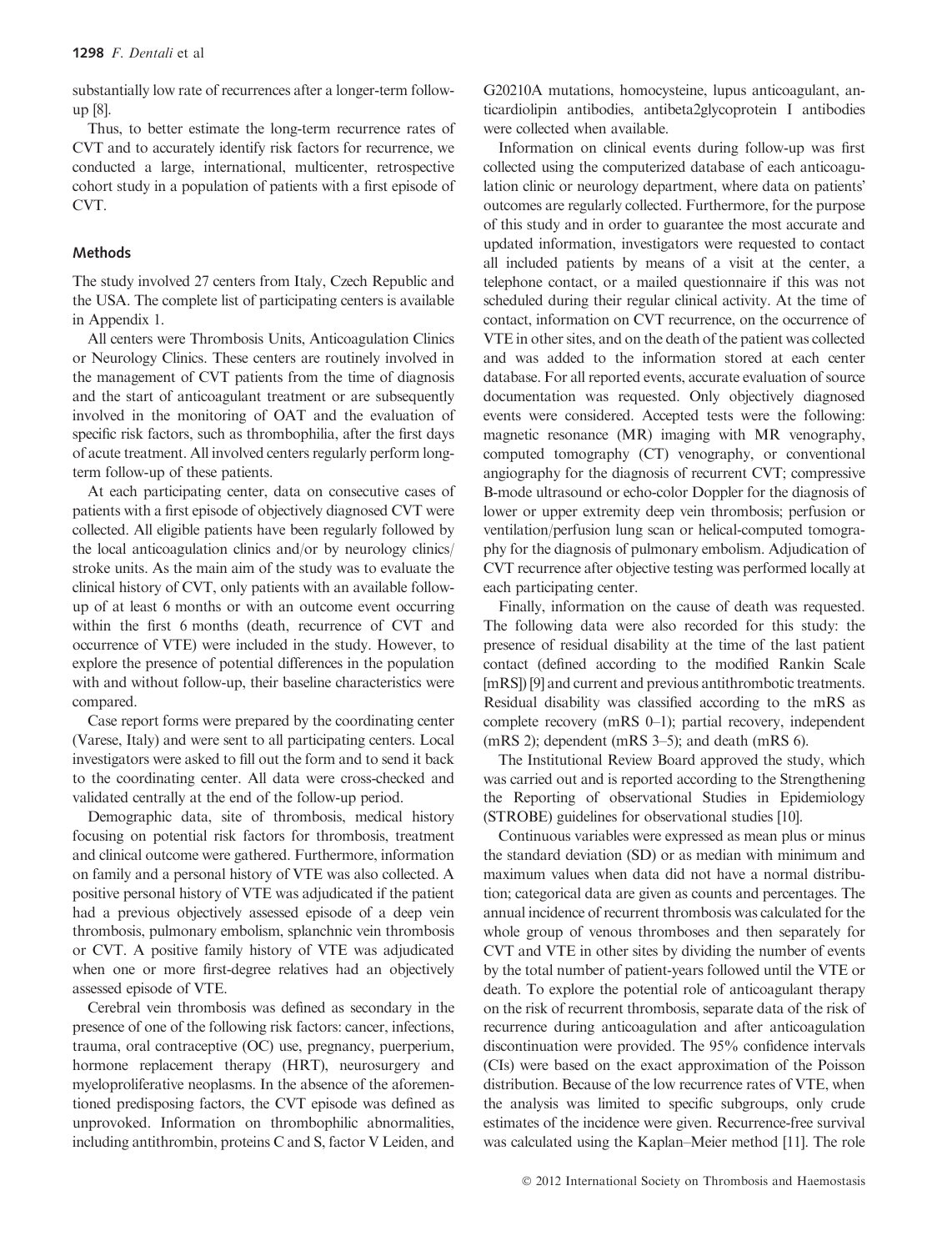substantially low rate of recurrences after a longer-term follow-up [8].

Thus, to better estimate the long-term recurrence rates of CVT and to accurately identify risk factors for recurrence, we conducted a large, international, multicenter, retrospective cohort study in a population of patients with a first episode of CVT.

## Methods

The study involved 27 centers from Italy, Czech Republic and the USA. The complete list of participating centers is available in Appendix 1.

All centers were Thrombosis Units, Anticoagulation Clinics or Neurology Clinics. These centers are routinely involved in the management of CVT patients from the time of diagnosis and the start of anticoagulant treatment or are subsequently involved in the monitoring of OAT and the evaluation of specific risk factors, such as thrombophilia, after the first days of acute treatment. All involved centers regularly perform long-term follow-up of these patients.

At each participating center, data on consecutive cases of patients with a first episode of objectively diagnosed CVT were collected. All eligible patients have been regularly followed by the local anticoagulation clinics and/or by neurology clinics/stroke units. As the main aim of the study was to evaluate the clinical history of CVT, only patients with an available follow-up of at least 6 months or with an outcome event occurring within the first 6 months (death, recurrence of CVT and occurrence of VTE) were included in the study. However, to explore the presence of potential differences in the population with and without follow-up, their baseline characteristics were compared.

Case report forms were prepared by the coordinating center (Varese, Italy) and were sent to all participating centers. Local investigators were asked to fill out the form and to send it back to the coordinating center. All data were cross-checked and validated centrally at the end of the follow-up period.

Demographic data, site of thrombosis, medical history focusing on potential risk factors for thrombosis, treatment and clinical outcome were gathered. Furthermore, information on family and a personal history of VTE was also collected. A positive personal history of VTE was adjudicated if the patient had a previous objectively assessed episode of a deep vein thrombosis, pulmonary embolism, splanchnic vein thrombosis or CVT. A positive family history of VTE was adjudicated when one or more first-degree relatives had an objectively assessed episode of VTE.

Cerebral vein thrombosis was defined as secondary in the presence of one of the following risk factors: cancer, infections, trauma, oral contraceptive (OC) use, pregnancy, puerperium, hormone replacement therapy (HRT), neurosurgery and myeloproliferative neoplasms. In the absence of the aforementioned predisposing factors, the CVT episode was defined as unprovoked. Information on thrombophilic abnormalities, including antithrombin, proteins C and S, factor V Leiden, and G20210A mutations, homocysteine, lupus anticoagulant, anticardiolipin antibodies, antibeta2glycoprotein I antibodies were collected when available.

Information on clinical events during follow-up was first collected using the computerized database of each anticoagulation clinic or neurology department, where data on patients' outcomes are regularly collected. Furthermore, for the purpose of this study and in order to guarantee the most accurate and updated information, investigators were requested to contact all included patients by means of a visit at the center, a telephone contact, or a mailed questionnaire if this was not scheduled during their regular clinical activity. At the time of contact, information on CVT recurrence, on the occurrence of VTE in other sites, and on the death of the patient was collected and was added to the information stored at each center database. For all reported events, accurate evaluation of source documentation was requested. Only objectively diagnosed events were considered. Accepted tests were the following: magnetic resonance (MR) imaging with MR venography, computed tomography (CT) venography, or conventional angiography for the diagnosis of recurrent CVT; compressive B-mode ultrasound or echo-color Doppler for the diagnosis of lower or upper extremity deep vein thrombosis; perfusion or ventilation/perfusion lung scan or helical-computed tomography for the diagnosis of pulmonary embolism. Adjudication of CVT recurrence after objective testing was performed locally at each participating center.

Finally, information on the cause of death was requested. The following data were also recorded for this study: the presence of residual disability at the time of the last patient contact (defined according to the modified Rankin Scale [mRS]) [9] and current and previous antithrombotic treatments. Residual disability was classified according to the mRS as complete recovery (mRS 0–1); partial recovery, independent (mRS 2); dependent (mRS 3–5); and death (mRS 6).

The Institutional Review Board approved the study, which was carried out and is reported according to the Strengthening the Reporting of observational Studies in Epidemiology (STROBE) guidelines for observational studies [10].

Continuous variables were expressed as mean plus or minus the standard deviation (SD) or as median with minimum and maximum values when data did not have a normal distribution; categorical data are given as counts and percentages. The annual incidence of recurrent thrombosis was calculated for the whole group of venous thromboses and then separately for CVT and VTE in other sites by dividing the number of events by the total number of patient-years followed until the VTE or death. To explore the potential role of anticoagulant therapy on the risk of recurrent thrombosis, separate data of the risk of recurrence during anticoagulation and after anticoagulation discontinuation were provided. The 95% confidence intervals (CIs) were based on the exact approximation of the Poisson distribution. Because of the low recurrence rates of VTE, when the analysis was limited to specific subgroups, only crude estimates of the incidence were given. Recurrence-free survival was calculated using the Kaplan–Meier method [11]. The role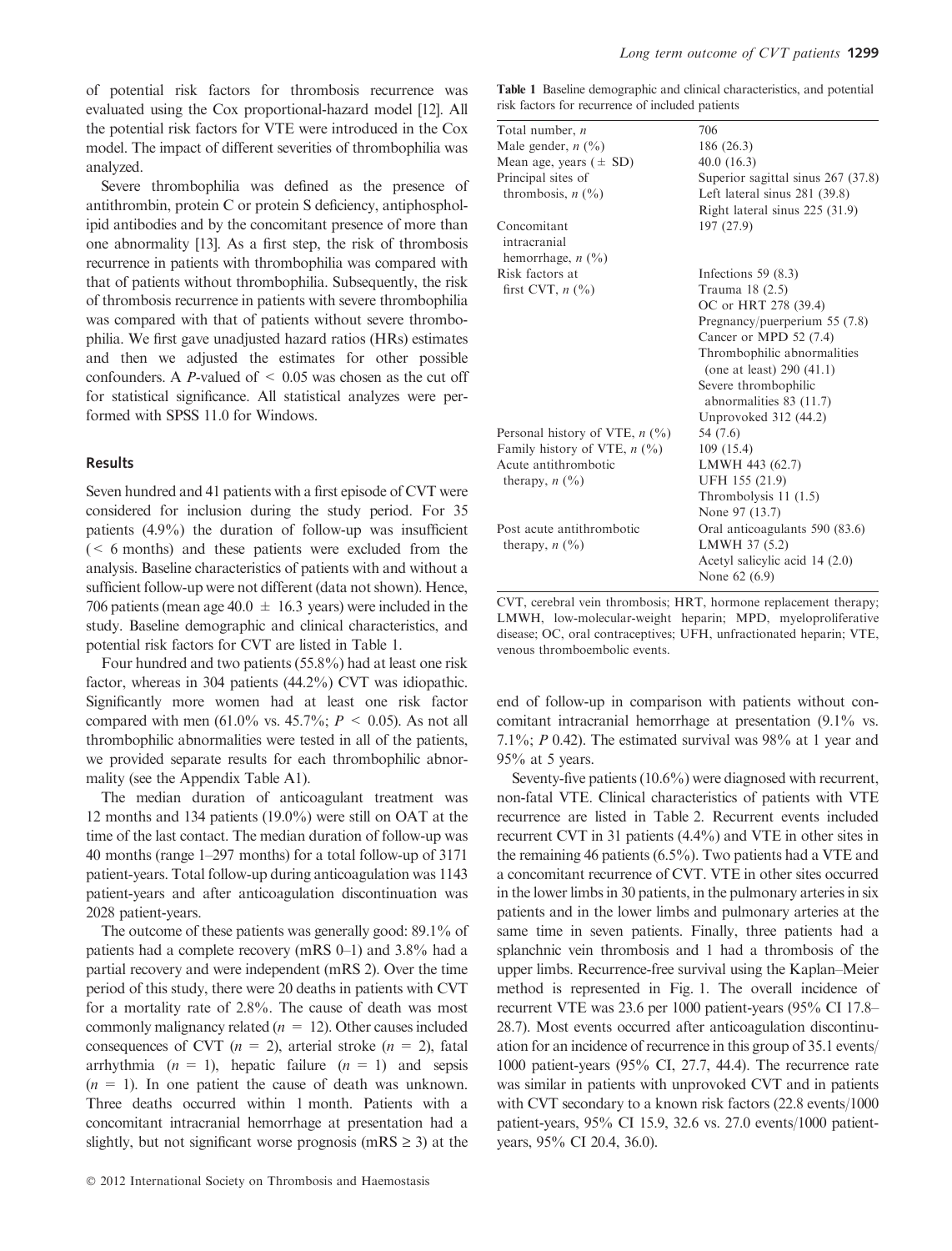of potential risk factors for thrombosis recurrence was evaluated using the Cox proportional-hazard model [12]. All the potential risk factors for VTE were introduced in the Cox model. The impact of different severities of thrombophilia was analyzed.

Severe thrombophilia was defined as the presence of antithrombin, protein C or protein S deficiency, antiphospholipid antibodies and by the concomitant presence of more than one abnormality [13]. As a first step, the risk of thrombosis recurrence in patients with thrombophilia was compared with that of patients without thrombophilia. Subsequently, the risk of thrombosis recurrence in patients with severe thrombophilia was compared with that of patients without severe thrombophilia. We first gave unadjusted hazard ratios (HRs) estimates and then we adjusted the estimates for other possible confounders. A *P*-valued of $< 0.05$ was chosen as the cut off for statistical significance. All statistical analyzes were performed with SPSS 11.0 for Windows.

## Results

Seven hundred and 41 patients with a first episode of CVT were considered for inclusion during the study period. For 35 patients (4.9%) the duration of follow-up was insufficient (< 6 months) and these patients were excluded from the analysis. Baseline characteristics of patients with and without a sufficient follow-up were not different (data not shown). Hence, 706 patients (mean age $40.0 \pm 16.3$ years) were included in the study. Baseline demographic and clinical characteristics, and potential risk factors for CVT are listed in Table 1.

**Table 1** Baseline demographic and clinical characteristics, and potential risk factors for recurrence of included patients

| | |
|---|---|
| Total number, *n* | 706 |
| Male gender, *n* (%) | 186 (26.3) |
| Mean age, years (± SD) | 40.0 (16.3) |
| Principal sites of thrombosis, *n* (%) | Superior sagittal sinus 267 (37.8) |
| | Left lateral sinus 281 (39.8) |
| | Right lateral sinus 225 (31.9) |
| Concomitant intracranial hemorrhage, *n* (%) | 197 (27.9) |
| Risk factors at first CVT, *n* (%) | Infections 59 (8.3) |
| | Trauma 18 (2.5) |
| | OC or HRT 278 (39.4) |
| | Pregnancy/puerperium 55 (7.8) |
| | Cancer or MPD 52 (7.4) |
| | Thrombophilic abnormalities (one at least) 290 (41.1) |
| | Severe thrombophilic abnormalities 83 (11.7) |
| | Unprovoked 312 (44.2) |
| Personal history of VTE, *n* (%) | 54 (7.6) |
| Family history of VTE, *n* (%) | 109 (15.4) |
| Acute antithrombotic therapy, *n* (%) | LMWH 443 (62.7) |
| | UFH 155 (21.9) |
| | Thrombolysis 11 (1.5) |
| | None 97 (13.7) |
| Post acute antithrombotic therapy, *n* (%) | Oral anticoagulants 590 (83.6) |
| | LMWH 37 (5.2) |
| | Acetyl salicylic acid 14 (2.0) |
| | None 62 (6.9) |

CVT, cerebral vein thrombosis; HRT, hormone replacement therapy; LMWH, low-molecular-weight heparin; MPD, myeloproliferative disease; OC, oral contraceptives; UFH, unfractionated heparin; VTE, venous thromboembolic events.

Four hundred and two patients (55.8%) had at least one risk factor, whereas in 304 patients (44.2%) CVT was idiopathic. Significantly more women had at least one risk factor compared with men (61.0% vs. 45.7%; $P < 0.05$). As not all thrombophilic abnormalities were tested in all of the patients, we provided separate results for each thrombophilic abnormality (see the Appendix Table A1).

The median duration of anticoagulant treatment was 12 months and 134 patients (19.0%) were still on OAT at the time of the last contact. The median duration of follow-up was 40 months (range 1–297 months) for a total follow-up of 3171 patient-years. Total follow-up during anticoagulation was 1143 patient-years and after anticoagulation discontinuation was 2028 patient-years.

The outcome of these patients was generally good: 89.1% of patients had a complete recovery (mRS 0–1) and 3.8% had a partial recovery and were independent (mRS 2). Over the time period of this study, there were 20 deaths in patients with CVT for a mortality rate of 2.8%. The cause of death was most commonly malignancy related ($n = 12$). Other causes included consequences of CVT ($n = 2$), arterial stroke ($n = 2$), fatal arrhythmia ($n = 1$), hepatic failure ($n = 1$) and sepsis ($n = 1$). In one patient the cause of death was unknown. Three deaths occurred within 1 month. Patients with a concomitant intracranial hemorrhage at presentation had a slightly, but not significant worse prognosis (mRS $\geq 3$) at the end of follow-up in comparison with patients without concomitant intracranial hemorrhage at presentation (9.1% vs. 7.1%; *P* 0.42). The estimated survival was 98% at 1 year and 95% at 5 years.

Seventy-five patients (10.6%) were diagnosed with recurrent, non-fatal VTE. Clinical characteristics of patients with VTE recurrence are listed in Table 2. Recurrent events included recurrent CVT in 31 patients (4.4%) and VTE in other sites in the remaining 46 patients (6.5%). Two patients had a VTE and a concomitant recurrence of CVT. VTE in other sites occurred in the lower limbs in 30 patients, in the pulmonary arteries in six patients and in the lower limbs and pulmonary arteries at the same time in seven patients. Finally, three patients had a splanchnic vein thrombosis and 1 had a thrombosis of the upper limbs. Recurrence-free survival using the Kaplan–Meier method is represented in Fig. 1. The overall incidence of recurrent VTE was 23.6 per 1000 patient-years (95% CI 17.8–28.7). Most events occurred after anticoagulation discontinuation for an incidence of recurrence in this group of 35.1 events/1000 patient-years (95% CI, 27.7, 44.4). The recurrence rate was similar in patients with unprovoked CVT and in patients with CVT secondary to a known risk factors (22.8 events/1000 patient-years, 95% CI 15.9, 32.6 vs. 27.0 events/1000 patient-years, 95% CI 20.4, 36.0).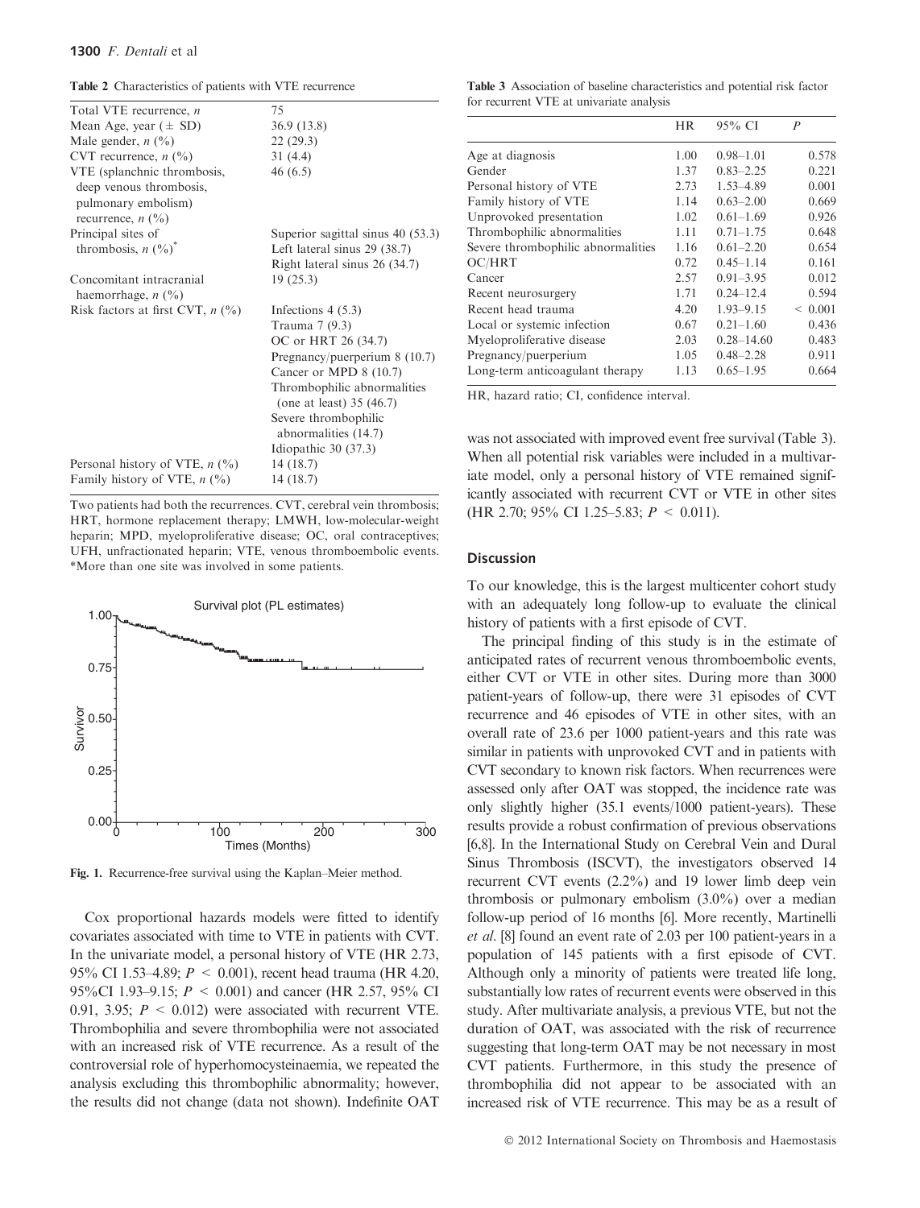**Table 2** Characteristics of patients with VTE recurrence

| | |
|---|---|
| Total VTE recurrence, *n* | 75 |
| Mean Age, year (± SD) | 36.9 (13.8) |
| Male gender, *n* (%) | 22 (29.3) |
| CVT recurrence, *n* (%) | 31 (4.4) |
| VTE (splanchnic thrombosis, deep venous thrombosis, pulmonary embolism) recurrence, *n* (%) | 46 (6.5) |
| Principal sites of thrombosis, *n* (%)* | Superior sagittal sinus 40 (53.3) |
| | Left lateral sinus 29 (38.7) |
| | Right lateral sinus 26 (34.7) |
| Concomitant intracranial haemorrhage, *n* (%) | 19 (25.3) |
| Risk factors at first CVT, *n* (%) | Infections 4 (5.3) |
| | Trauma 7 (9.3) |
| | OC or HRT 26 (34.7) |
| | Pregnancy/puerperium 8 (10.7) |
| | Cancer or MPD 8 (10.7) |
| | Thrombophilic abnormalities (one at least) 35 (46.7) |
| | Severe thrombophilic abnormalities (14.7) |
| | Idiopathic 30 (37.3) |
| Personal history of VTE, *n* (%) | 14 (18.7) |
| Family history of VTE, *n* (%) | 14 (18.7) |

Two patients had both the recurrences. CVT, cerebral vein thrombosis; HRT, hormone replacement therapy; LMWH, low-molecular-weight heparin; MPD, myeloproliferative disease; OC, oral contraceptives; UFH, unfractionated heparin; VTE, venous thromboembolic events. *More than one site was involved in some patients.

Fig. 1. Recurrence-free survival using the Kaplan–Meier method.

Cox proportional hazards models were fitted to identify covariates associated with time to VTE in patients with CVT. In the univariate model, a personal history of VTE (HR 2.73, 95% CI 1.53–4.89; $P < 0.001$), recent head trauma (HR 4.20, 95%CI 1.93–9.15; $P < 0.001$) and cancer (HR 2.57, 95% CI 0.91, 3.95; $P < 0.012$) were associated with recurrent VTE. Thrombophilia and severe thrombophilia were not associated with an increased risk of VTE recurrence. As a result of the controversial role of hyperhomocysteinaemia, we repeated the analysis excluding this thrombophilic abnormality; however, the results did not change (data not shown). Indefinite OAT was not associated with improved event free survival (Table 3). When all potential risk variables were included in a multivariate model, only a personal history of VTE remained significantly associated with recurrent CVT or VTE in other sites (HR 2.70; 95% CI 1.25–5.83; $P < 0.011$).

**Table 3** Association of baseline characteristics and potential risk factor for recurrent VTE at univariate analysis

| | HR | 95% CI | *P* |
|---|---|---|---|
| Age at diagnosis | 1.00 | 0.98–1.01 | 0.578 |
| Gender | 1.37 | 0.83–2.25 | 0.221 |
| Personal history of VTE | 2.73 | 1.53–4.89 | 0.001 |
| Family history of VTE | 1.14 | 0.63–2.00 | 0.669 |
| Unprovoked presentation | 1.02 | 0.61–1.69 | 0.926 |
| Thrombophilic abnormalities | 1.11 | 0.71–1.75 | 0.648 |
| Severe thrombophilic abnormalities | 1.16 | 0.61–2.20 | 0.654 |
| OC/HRT | 0.72 | 0.45–1.14 | 0.161 |
| Cancer | 2.57 | 0.91–3.95 | 0.012 |
| Recent neurosurgery | 1.71 | 0.24–12.4 | 0.594 |
| Recent head trauma | 4.20 | 1.93–9.15 | < 0.001 |
| Local or systemic infection | 0.67 | 0.21–1.60 | 0.436 |
| Myeloproliferative disease | 2.03 | 0.28–14.60 | 0.483 |
| Pregnancy/puerperium | 1.05 | 0.48–2.28 | 0.911 |
| Long-term anticoagulant therapy | 1.13 | 0.65–1.95 | 0.664 |

HR, hazard ratio; CI, confidence interval.

## Discussion

To our knowledge, this is the largest multicenter cohort study with an adequately long follow-up to evaluate the clinical history of patients with a first episode of CVT.

The principal finding of this study is in the estimate of anticipated rates of recurrent venous thromboembolic events, either CVT or VTE in other sites. During more than 3000 patient-years of follow-up, there were 31 episodes of CVT recurrence and 46 episodes of VTE in other sites, with an overall rate of 23.6 per 1000 patient-years and this rate was similar in patients with unprovoked CVT and in patients with CVT secondary to known risk factors. When recurrences were assessed only after OAT was stopped, the incidence rate was only slightly higher (35.1 events/1000 patient-years). These results provide a robust confirmation of previous observations [6,8]. In the International Study on Cerebral Vein and Dural Sinus Thrombosis (ISCVT), the investigators observed 14 recurrent CVT events (2.2%) and 19 lower limb deep vein thrombosis or pulmonary embolism (3.0%) over a median follow-up period of 16 months [6]. More recently, Martinelli *et al.* [8] found an event rate of 2.03 per 100 patient-years in a population of 145 patients with a first episode of CVT. Although only a minority of patients were treated life long, substantially low rates of recurrent events were observed in this study. After multivariate analysis, a previous VTE, but not the duration of OAT, was associated with the risk of recurrence suggesting that long-term OAT may be not necessary in most CVT patients. Furthermore, in this study the presence of thrombophilia did not appear to be associated with an increased risk of VTE recurrence. This may be as a result of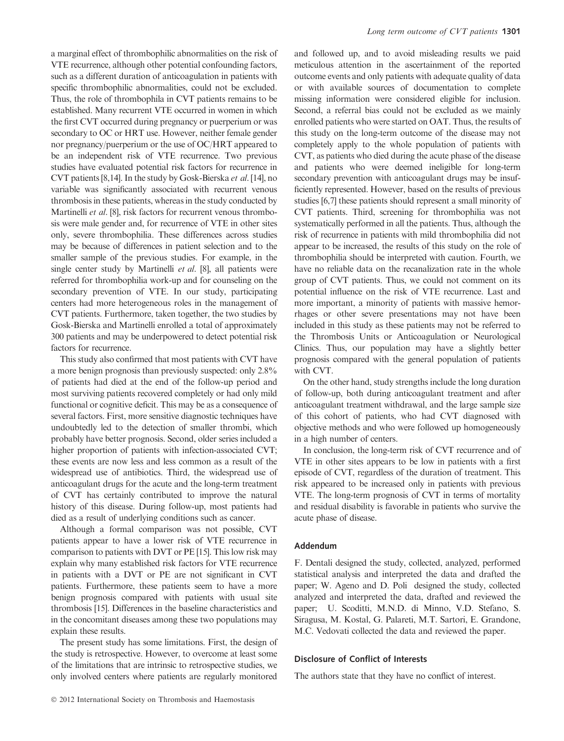a marginal effect of thrombophilic abnormalities on the risk of VTE recurrence, although other potential confounding factors, such as a different duration of anticoagulation in patients with specific thrombophilic abnormalities, could not be excluded. Thus, the role of thrombophila in CVT patients remains to be established. Many recurrent VTE occurred in women in which the first CVT occurred during pregnancy or puerperium or was secondary to OC or HRT use. However, neither female gender nor pregnancy/puerperium or the use of OC/HRT appeared to be an independent risk of VTE recurrence. Two previous studies have evaluated potential risk factors for recurrence in CVT patients [8,14]. In the study by Gosk-Bierska *et al*. [14], no variable was significantly associated with recurrent venous thrombosis in these patients, whereas in the study conducted by Martinelli *et al*. [8], risk factors for recurrent venous thrombosis were male gender and, for recurrence of VTE in other sites only, severe thrombophilia. These differences across studies may be because of differences in patient selection and to the smaller sample of the previous studies. For example, in the single center study by Martinelli *et al*. [8], all patients were referred for thrombophilia work-up and for counseling on the secondary prevention of VTE. In our study, participating centers had more heterogeneous roles in the management of CVT patients. Furthermore, taken together, the two studies by Gosk-Bierska and Martinelli enrolled a total of approximately 300 patients and may be underpowered to detect potential risk factors for recurrence.

This study also confirmed that most patients with CVT have a more benign prognosis than previously suspected: only 2.8% of patients had died at the end of the follow-up period and most surviving patients recovered completely or had only mild functional or cognitive deficit. This may be as a consequence of several factors. First, more sensitive diagnostic techniques have undoubtedly led to the detection of smaller thrombi, which probably have better prognosis. Second, older series included a higher proportion of patients with infection-associated CVT; these events are now less and less common as a result of the widespread use of antibiotics. Third, the widespread use of anticoagulant drugs for the acute and the long-term treatment of CVT has certainly contributed to improve the natural history of this disease. During follow-up, most patients had died as a result of underlying conditions such as cancer.

Although a formal comparison was not possible, CVT patients appear to have a lower risk of VTE recurrence in comparison to patients with DVT or PE [15]. This low risk may explain why many established risk factors for VTE recurrence in patients with a DVT or PE are not significant in CVT patients. Furthermore, these patients seem to have a more benign prognosis compared with patients with usual site thrombosis [15]. Differences in the baseline characteristics and in the concomitant diseases among these two populations may explain these results.

The present study has some limitations. First, the design of the study is retrospective. However, to overcome at least some of the limitations that are intrinsic to retrospective studies, we only involved centers where patients are regularly monitored and followed up, and to avoid misleading results we paid meticulous attention in the ascertainment of the reported outcome events and only patients with adequate quality of data or with available sources of documentation to complete missing information were considered eligible for inclusion. Second, a referral bias could not be excluded as we mainly enrolled patients who were started on OAT. Thus, the results of this study on the long-term outcome of the disease may not completely apply to the whole population of patients with CVT, as patients who died during the acute phase of the disease and patients who were deemed ineligible for long-term secondary prevention with anticoagulant drugs may be insufficiently represented. However, based on the results of previous studies [6,7] these patients should represent a small minority of CVT patients. Third, screening for thrombophilia was not systematically performed in all the patients. Thus, although the risk of recurrence in patients with mild thrombophilia did not appear to be increased, the results of this study on the role of thrombophilia should be interpreted with caution. Fourth, we have no reliable data on the recanalization rate in the whole group of CVT patients. Thus, we could not comment on its potential influence on the risk of VTE recurrence. Last and more important, a minority of patients with massive hemorrhages or other severe presentations may not have been included in this study as these patients may not be referred to the Thrombosis Units or Anticoagulation or Neurological Clinics. Thus, our population may have a slightly better prognosis compared with the general population of patients with CVT.

On the other hand, study strengths include the long duration of follow-up, both during anticoagulant treatment and after anticoagulant treatment withdrawal, and the large sample size of this cohort of patients, who had CVT diagnosed with objective methods and who were followed up homogeneously in a high number of centers.

In conclusion, the long-term risk of CVT recurrence and of VTE in other sites appears to be low in patients with a first episode of CVT, regardless of the duration of treatment. This risk appeared to be increased only in patients with previous VTE. The long-term prognosis of CVT in terms of mortality and residual disability is favorable in patients who survive the acute phase of disease.

## Addendum

F. Dentali designed the study, collected, analyzed, performed statistical analysis and interpreted the data and drafted the paper; W. Ageno and D. Poli designed the study, collected analyzed and interpreted the data, drafted and reviewed the paper; U. Scoditti, M.N.D. di Minno, V.D. Stefano, S. Siragusa, M. Kostal, G. Palareti, M.T. Sartori, E. Grandone, M.C. Vedovati collected the data and reviewed the paper.

## Disclosure of Conflict of Interests

The authors state that they have no conflict of interest.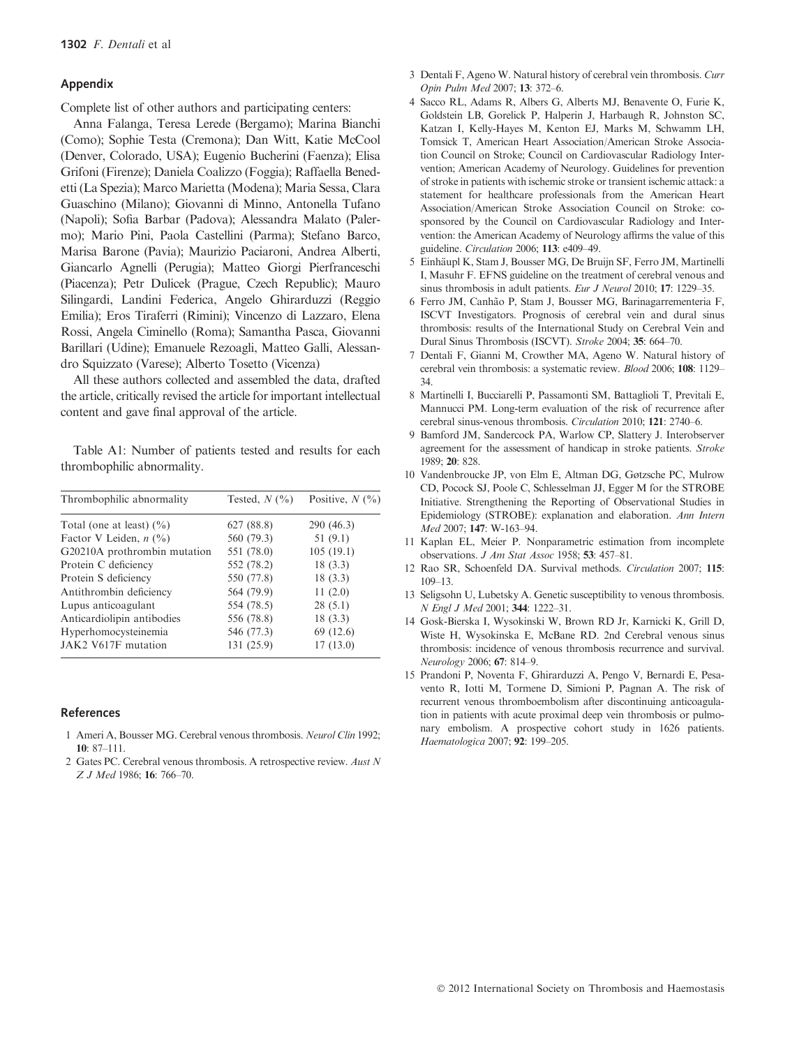## Appendix

Complete list of other authors and participating centers:

Anna Falanga, Teresa Lerede (Bergamo); Marina Bianchi (Como); Sophie Testa (Cremona); Dan Witt, Katie McCool (Denver, Colorado, USA); Eugenio Bucherini (Faenza); Elisa Grifoni (Firenze); Daniela Coalizzo (Foggia); Raffaella Benedetti (La Spezia); Marco Marietta (Modena); Maria Sessa, Clara Guaschino (Milano); Giovanni di Minno, Antonella Tufano (Napoli); Sofia Barbar (Padova); Alessandra Malato (Palermo); Mario Pini, Paola Castellini (Parma); Stefano Barco, Marisa Barone (Pavia); Maurizio Paciaroni, Andrea Alberti, Giancarlo Agnelli (Perugia); Matteo Giorgi Pierfranceschi (Piacenza); Petr Dulicek (Prague, Czech Republic); Mauro Silingardi, Landini Federica, Angelo Ghirarduzzi (Reggio Emilia); Eros Tiraferri (Rimini); Vincenzo di Lazzaro, Elena Rossi, Angela Ciminello (Roma); Samantha Pasca, Giovanni Barillari (Udine); Emanuele Rezoagli, Matteo Galli, Alessandro Squizzato (Varese); Alberto Tosetto (Vicenza)

All these authors collected and assembled the data, drafted the article, critically revised the article for important intellectual content and gave final approval of the article.

Table A1: Number of patients tested and results for each thrombophilic abnormality.

| Thrombophilic abnormality | Tested, *N* (%) | Positive, *N* (%) |
|---|---|---|
| Total (one at least) (%) | 627 (88.8) | 290 (46.3) |
| Factor V Leiden, *n* (%) | 560 (79.3) | 51 (9.1) |
| G20210A prothrombin mutation | 551 (78.0) | 105 (19.1) |
| Protein C deficiency | 552 (78.2) | 18 (3.3) |
| Protein S deficiency | 550 (77.8) | 18 (3.3) |
| Antithrombin deficiency | 564 (79.9) | 11 (2.0) |
| Lupus anticoagulant | 554 (78.5) | 28 (5.1) |
| Anticardiolipin antibodies | 556 (78.8) | 18 (3.3) |
| Hyperhomocysteinemia | 546 (77.3) | 69 (12.6) |
| JAK2 V617F mutation | 131 (25.9) | 17 (13.0) |

## References

1 Ameri A, Bousser MG. Cerebral venous thrombosis. *Neurol Clin* 1992; **10**: 87–111.

2 Gates PC. Cerebral venous thrombosis. A retrospective review. *Aust N Z J Med* 1986; **16**: 766–70.

3 Dentali F, Ageno W. Natural history of cerebral vein thrombosis. *Curr Opin Pulm Med* 2007; **13**: 372–6.

4 Sacco RL, Adams R, Albers G, Alberts MJ, Benavente O, Furie K, Goldstein LB, Gorelick P, Halperin J, Harbaugh R, Johnston SC, Katzan I, Kelly-Hayes M, Kenton EJ, Marks M, Schwamm LH, Tomsick T, American Heart Association/American Stroke Association Council on Stroke; Council on Cardiovascular Radiology Intervention; American Academy of Neurology. Guidelines for prevention of stroke in patients with ischemic stroke or transient ischemic attack: a statement for healthcare professionals from the American Heart Association/American Stroke Association Council on Stroke: co-sponsored by the Council on Cardiovascular Radiology and Intervention: the American Academy of Neurology affirms the value of this guideline. *Circulation* 2006; **113**: e409–49.

5 Einhäupl K, Stam J, Bousser MG, De Bruijn SF, Ferro JM, Martinelli I, Masuhr F. EFNS guideline on the treatment of cerebral venous and sinus thrombosis in adult patients. *Eur J Neurol* 2010; **17**: 1229–35.

6 Ferro JM, Canhão P, Stam J, Bousser MG, Barinagarrementeria F, ISCVT Investigators. Prognosis of cerebral vein and dural sinus thrombosis: results of the International Study on Cerebral Vein and Dural Sinus Thrombosis (ISCVT). *Stroke* 2004; **35**: 664–70.

7 Dentali F, Gianni M, Crowther MA, Ageno W. Natural history of cerebral vein thrombosis: a systematic review. *Blood* 2006; **108**: 1129–34.

8 Martinelli I, Bucciarelli P, Passamonti SM, Battaglioli T, Previtali E, Mannucci PM. Long-term evaluation of the risk of recurrence after cerebral sinus-venous thrombosis. *Circulation* 2010; **121**: 2740–6.

9 Bamford JM, Sandercock PA, Warlow CP, Slattery J. Interobserver agreement for the assessment of handicap in stroke patients. *Stroke* 1989; **20**: 828.

10 Vandenbroucke JP, von Elm E, Altman DG, Gøtzsche PC, Mulrow CD, Pocock SJ, Poole C, Schlesselman JJ, Egger M for the STROBE Initiative. Strengthening the Reporting of Observational Studies in Epidemiology (STROBE): explanation and elaboration. *Ann Intern Med* 2007; **147**: W-163–94.

11 Kaplan EL, Meier P. Nonparametric estimation from incomplete observations. *J Am Stat Assoc* 1958; **53**: 457–81.

12 Rao SR, Schoenfeld DA. Survival methods. *Circulation* 2007; **115**: 109–13.

13 Seligsohn U, Lubetsky A. Genetic susceptibility to venous thrombosis. *N Engl J Med* 2001; **344**: 1222–31.

14 Gosk-Bierska I, Wysokinski W, Brown RD Jr, Karnicki K, Grill D, Wiste H, Wysokinska E, McBane RD. 2nd Cerebral venous sinus thrombosis: incidence of venous thrombosis recurrence and survival. *Neurology* 2006; **67**: 814–9.

15 Prandoni P, Noventa F, Ghirarduzzi A, Pengo V, Bernardi E, Pesavento R, Iotti M, Tormene D, Simioni P, Pagnan A. The risk of recurrent venous thromboembolism after discontinuing anticoagulation in patients with acute proximal deep vein thrombosis or pulmonary embolism. A prospective cohort study in 1626 patients. *Haematologica* 2007; **92**: 199–205.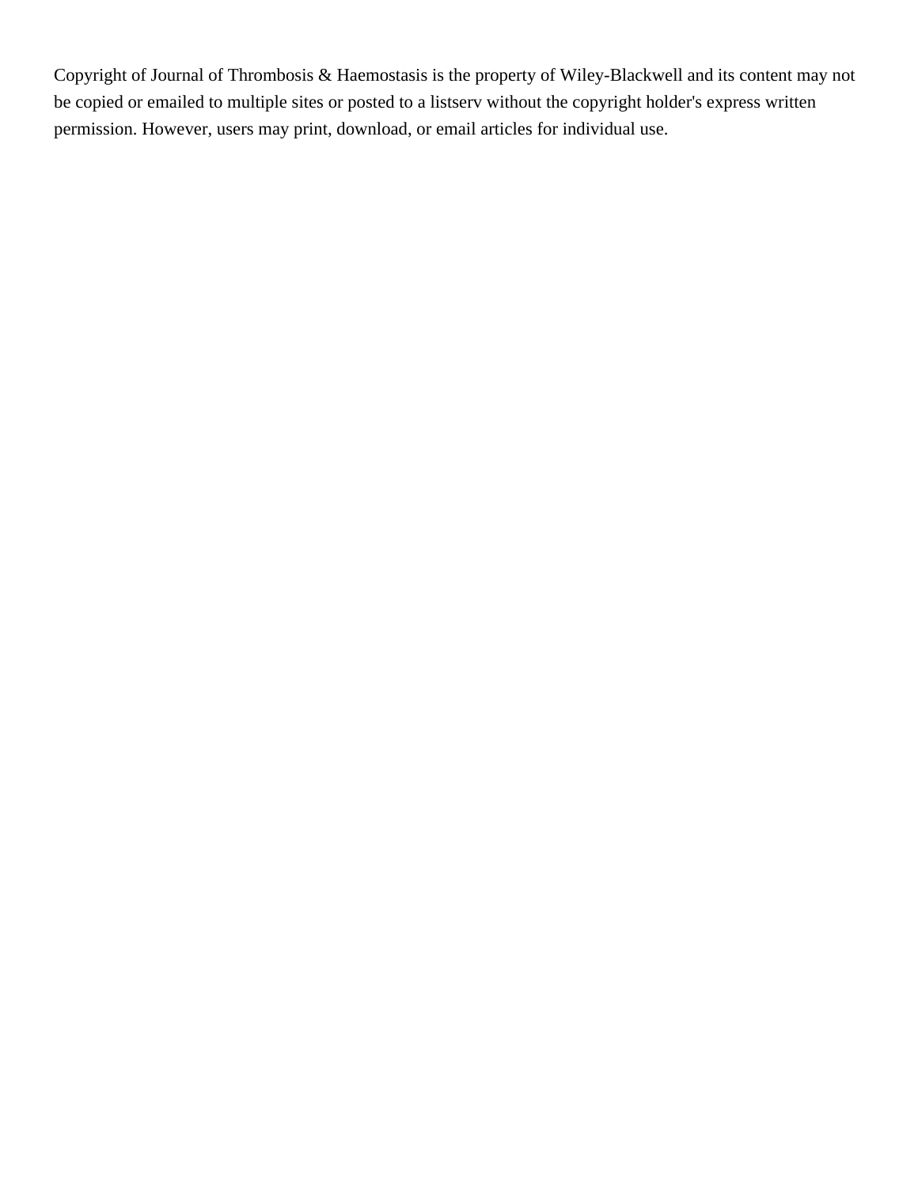Copyright of Journal of Thrombosis & Haemostasis is the property of Wiley-Blackwell and its content may not be copied or emailed to multiple sites or posted to a listserv without the copyright holder's express written permission. However, users may print, download, or email articles for individual use.